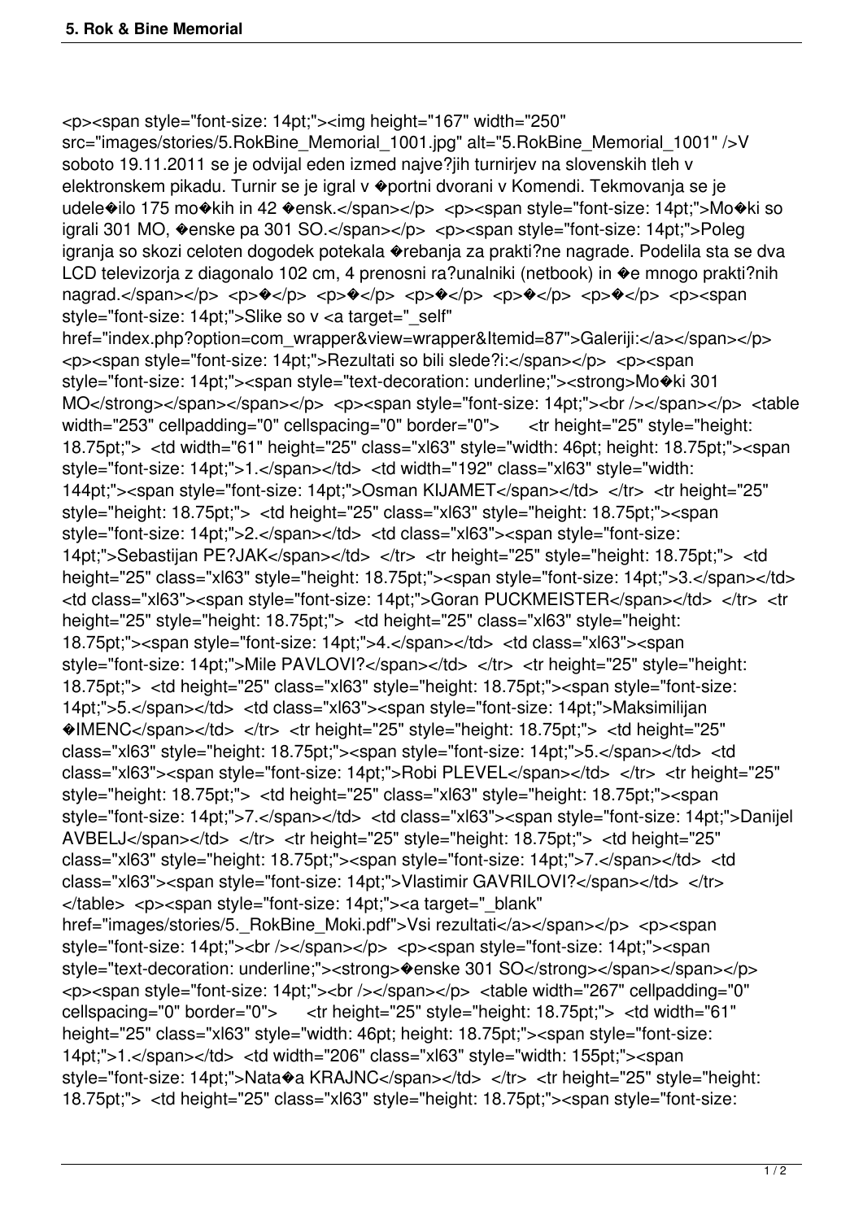<p><span style="font-size: 14pt;"><img height="167" width="250" src="images/stories/5.RokBine_Memorial_1001.jpg" alt="5.RokBine_Memorial_1001" />V soboto 19.11.2011 se je odvijal eden izmed najve?jih turnirjev na slovenskih tleh v elektronskem pikadu. Turnir se je igral v �portni dvorani v Komendi. Tekmovanja se je udele�ilo 175 mo�kih in 42 �ensk.</span></p> <p><span style="font-size: 14pt;">Mo�ki so igrali 301 MO, �enske pa 301 SO.</span></p> <p><span style="font-size: 14pt;">Poleg igranja so skozi celoten dogodek potekala �rebanja za prakti?ne nagrade. Podelila sta se dva LCD televizorja z diagonalo 102 cm, 4 prenosni ra?unalniki (netbook) in �e mnogo prakti?nih nagrad.</span></p> <p>�</p> <p>�</p> <p>�</p> <p>�</p> <p>�</p> <p><span style="font-size: 14pt;">Slike so v <a target="_self" href="index.php?option=com_wrapper&view=wrapper&Itemid=87">Galeriji:</a></span></p> <p><span style="font-size: 14pt;">Rezultati so bili slede?i:</span></p> <p><span style="font-size: 14pt;"><span style="text-decoration: underline;"><strong>Mo�ki 301 MO</strong></span></span></p> <p><span style="font-size: 14pt;"><br /></span></p> <table width="253" cellpadding="0" cellspacing="0" border="0"> <tr height="25" style="height: 18.75pt;"> <td width="61" height="25" class="xl63" style="width: 46pt; height: 18.75pt;"><span style="font-size: 14pt;">1.</span></td> <td width="192" class="xl63" style="width: 144pt;"><span style="font-size: 14pt;">Osman KIJAMET</span></td> </tr> <tr height="25" style="height: 18.75pt;"> <td height="25" class="xl63" style="height: 18.75pt;"><span style="font-size: 14pt;">2.</span></td> <td class="xl63"><span style="font-size: 14pt;">Sebastijan PE?JAK</span></td> </tr> <tr height="25" style="height: 18.75pt;"> <td height="25" class="xl63" style="height: 18.75pt;"><span style="font-size: 14pt;">3.</span></td> <td class="xl63"><span style="font-size: 14pt;">Goran PUCKMEISTER</span></td> </tr> <tr height="25" style="height: 18.75pt;"> <td height="25" class="xl63" style="height: 18.75pt;"><span style="font-size: 14pt;">4.</span></td> <td class="xl63"><span style="font-size: 14pt;">Mile PAVLOVI?</span></td> </tr> <tr height="25" style="height: 18.75pt;"> <td height="25" class="xl63" style="height: 18.75pt;"><span style="font-size: 14pt;">5.</span></td> <td class="xl63"><span style="font-size: 14pt;">Maksimilijan �IMENC</span></td> </tr> <tr height="25" style="height: 18.75pt;"> <td height="25" class="xl63" style="height: 18.75pt;"><span style="font-size: 14pt;">5.</span></td> <td class="xl63"><span style="font-size: 14pt;">Robi PLEVEL</span></td> </tr> <tr height="25" style="height: 18.75pt;"> <td height="25" class="xl63" style="height: 18.75pt;"><span style="font-size: 14pt;">7.</span></td> <td class="xl63"><span style="font-size: 14pt;">Danijel AVBELJ</span></td> </tr> <tr height="25" style="height: 18.75pt;"> <td height="25" class="xl63" style="height: 18.75pt;"><span style="font-size: 14pt;">7.</span></td> <td class="xl63"><span style="font-size: 14pt;">Vlastimir GAVRILOVI?</span></td> </tr> </table> <p><span style="font-size: 14pt;"><a target="_blank" href="images/stories/5._RokBine_Moki.pdf">Vsi rezultati</a></span></p> <p><span style="font-size: 14pt;"><br /></span></p> <p><span style="font-size: 14pt;"><span style="text-decoration: underline;"><strong>�enske 301 SO</strong></span></span></p> <p><span style="font-size: 14pt;"><br /></span></p> <table width="267" cellpadding="0" cellspacing="0" border="0"> <tr height="25" style="height: 18.75pt;"> <td width="61" height="25" class="xl63" style="width: 46pt; height: 18.75pt;"><span style="font-size: 14pt;">1.</span></td> <td width="206" class="xl63" style="width: 155pt;"><span style="font-size: 14pt;">Nata�a KRAJNC</span></td> </tr> <tr height="25" style="height: 18.75pt;"> <td height="25" class="xl63" style="height: 18.75pt;"><span style="font-size: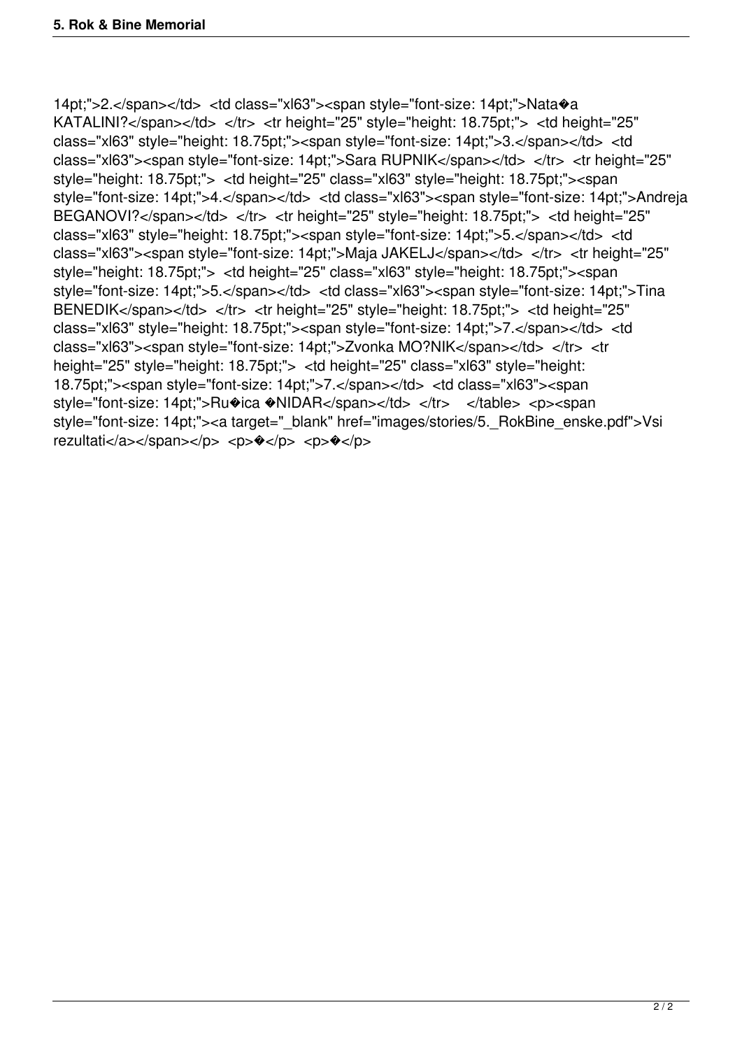14pt;">2.</span></td>  <td class="xl63"><span style="font-size: 14pt;">Nata�a KATALINI?</span></td>  </tr>  <tr height="25" style="height: 18.75pt;">  <td height="25" class="xl63" style="height: 18.75pt;"><span style="font-size: 14pt;">3.</span></td>  <td class="xl63"><span style="font-size: 14pt;">Sara RUPNIK</span></td>  </tr>  <tr height="25" style="height: 18.75pt;">  <td height="25" class="xl63" style="height: 18.75pt;"><span style="font-size: 14pt;">4.</span></td>  <td class="xl63"><span style="font-size: 14pt;">Andreja BEGANOVI?</span></td>  </tr>  <tr height="25" style="height: 18.75pt;">  <td height="25" class="xl63" style="height: 18.75pt;"><span style="font-size: 14pt;">5.</span></td>  <td class="xl63"><span style="font-size: 14pt;">Maja JAKELJ</span></td>  </tr>  <tr height="25" style="height: 18.75pt;">  <td height="25" class="xl63" style="height: 18.75pt;"><span style="font-size: 14pt;">5.</span></td>  <td class="xl63"><span style="font-size: 14pt;">Tina BENEDIK</span></td>  </tr>  <tr height="25" style="height: 18.75pt;">  <td height="25" class="xl63" style="height: 18.75pt;"><span style="font-size: 14pt;">7.</span></td>  <td class="xl63"><span style="font-size: 14pt;">Zvonka MO?NIK</span></td>  </tr>  <tr height="25" style="height: 18.75pt;">  <td height="25" class="xl63" style="height: 18.75pt;"><span style="font-size: 14pt;">7.</span></td>  <td class="xl63"><span style="font-size: 14pt;">Ru�ica �NIDAR</span></td>  </tr>    </table>  <p><span style="font-size: 14pt;"><a target="_blank" href="images/stories/5._RokBine_enske.pdf">Vsi rezultati</a></span></p>  <p>�</p>  <p>�</p>